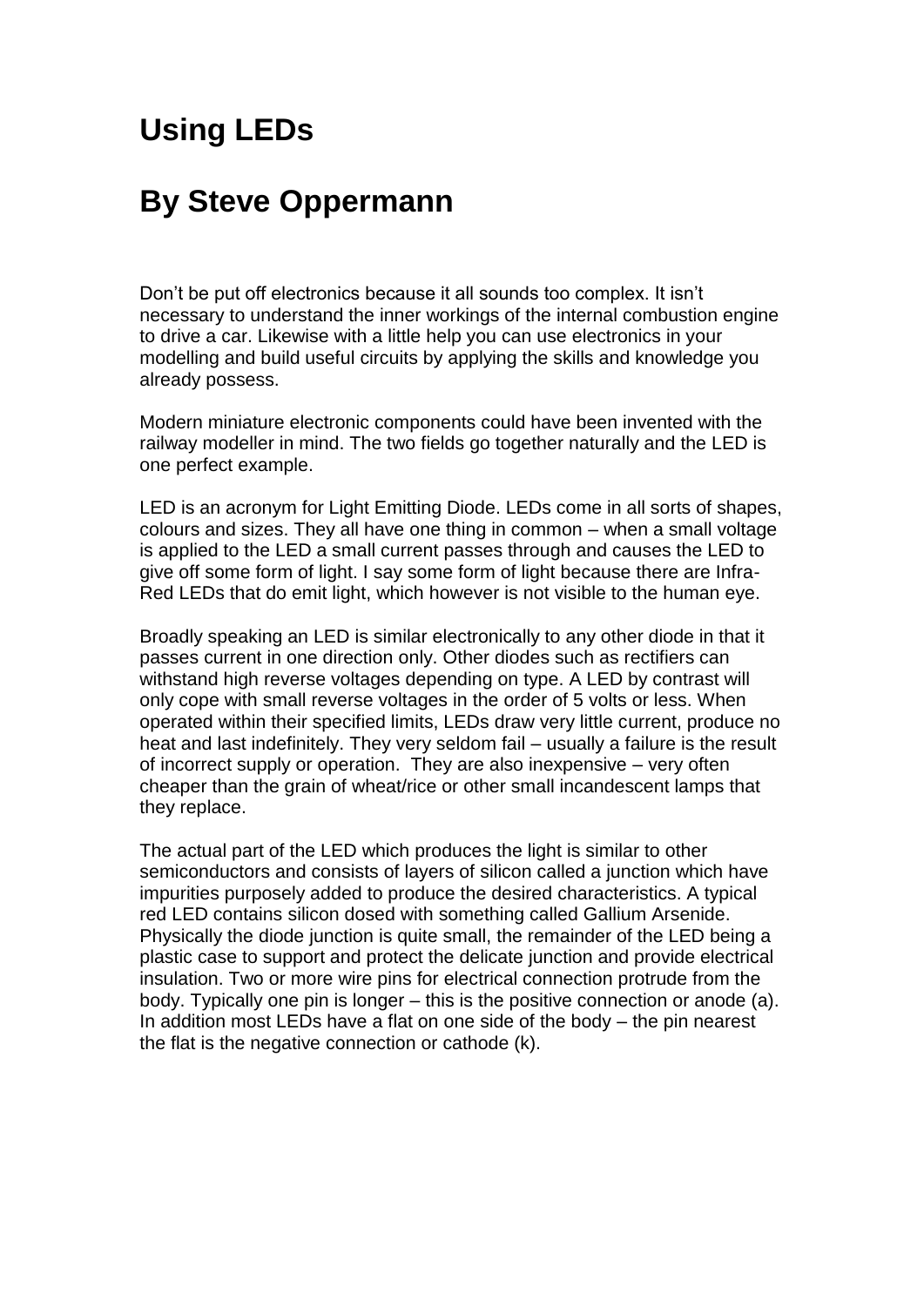# Using LEDs

# By Steve Oppermann

Don't be put off electronics because it all sounds too complex. It isn't necessary to understand the inner workings of the internal combustion engine to drive a car. Likewise with a little help you can use electronics in your modelling and build useful circuits by applying the skills and knowledge you already possess.

Modern miniature electronic components could have been invented with the railway modeller in mind. The two fields go together naturally and the LED is one perfect example.

LED is an acronym for Light Emitting Diode. LEDs come in all sorts of shapes, colours and sizes. They all have one thing in common – when a small voltage is applied to the LED a small current passes through and causes the LED to give off some form of light. I say some form of light because there are Infra-Red LEDs that do emit light, which however is not visible to the human eye.

Broadly speaking an LED is similar electronically to any other diode in that it passes current in one direction only. Other diodes such as rectifiers can withstand high reverse voltages depending on type. A LED by contrast will only cope with small reverse voltages in the order of 5 volts or less. When operated within their specified limits, LEDs draw very little current, produce no heat and last indefinitely. They very seldom fail – usually a failure is the result of incorrect supply or operation. They are also inexpensive – very often cheaper than the grain of wheat/rice or other small incandescent lamps that they replace.

The actual part of the LED which produces the light is similar to other semiconductors and consists of layers of silicon called a junction which have impurities purposely added to produce the desired characteristics. A typical red LED contains silicon dosed with something called Gallium Arsenide. Physically the diode junction is quite small, the remainder of the LED being a plastic case to support and protect the delicate junction and provide electrical insulation. Two or more wire pins for electrical connection protrude from the body. Typically one pin is longer – this is the positive connection or anode (a). In addition most LEDs have a flat on one side of the body – the pin nearest the flat is the negative connection or cathode (k).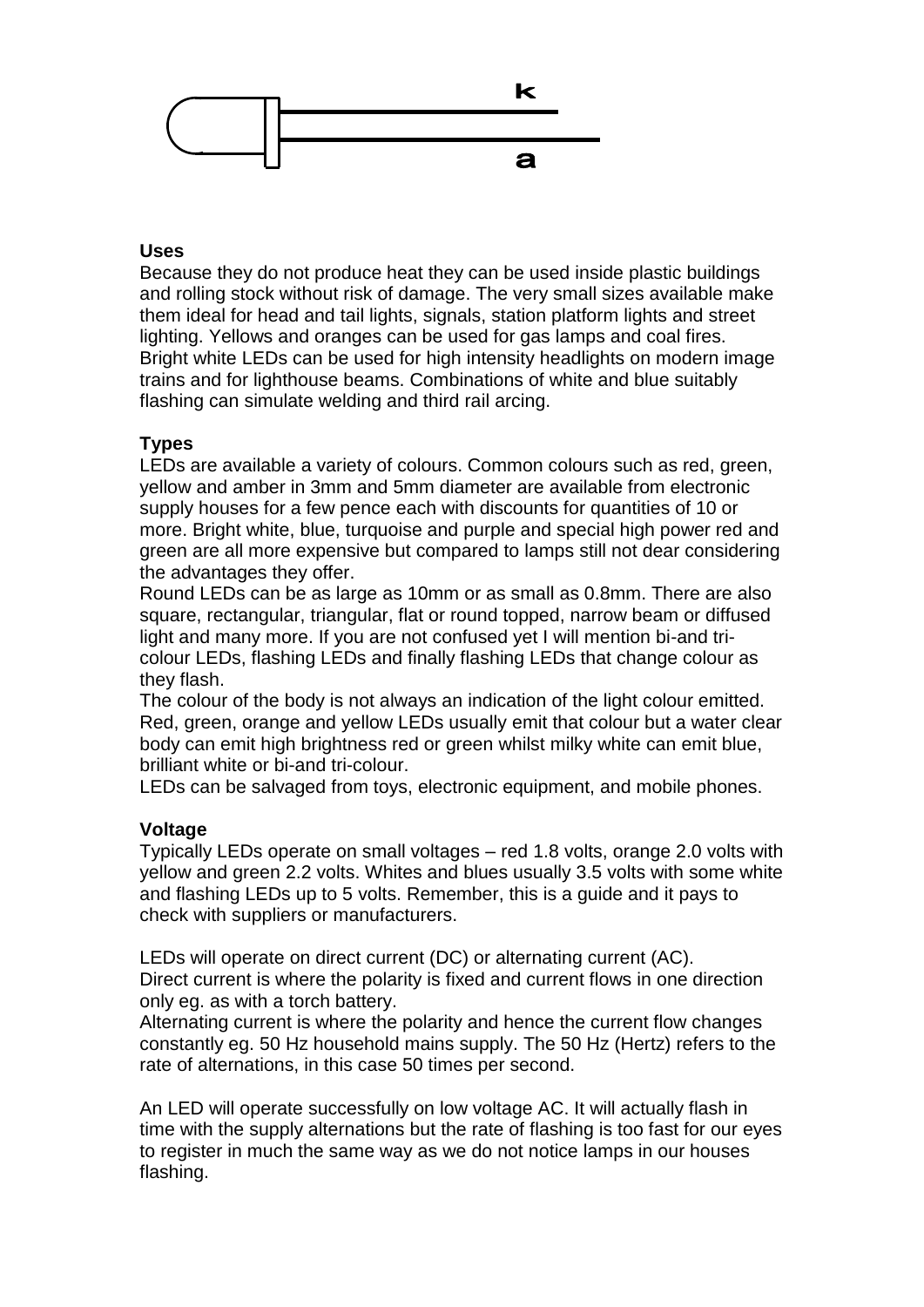k

a

**Uses**

Because they do not produce heat they can be used inside plastic buildings and rolling stock without risk of damage. The very small sizes available make them ideal for head and tail lights, signals, station platform lights and street lighting. Yellows and oranges can be used for gas lamps and coal fires. Bright white LEDs can be used for high intensity headlights on modern image trains and for lighthouse beams. Combinations of white and blue suitably flashing can simulate welding and third rail arcing.

**Types**

LEDs are available a variety of colours. Common colours such as red, green, yellow and amber in 3mm and 5mm diameter are available from electronic supply houses for a few pence each with discounts for quantities of 10 or more. Bright white, blue, turquoise and purple and special high power red and green are all more expensive but compared to lamps still not dear considering the advantages they offer.

Round LEDs can be as large as 10mm or as small as 0.8mm. There are also square, rectangular, triangular, flat or round topped, narrow beam or diffused light and many more. If you are not confused yet I will mention bi-and tri-colour LEDs, flashing LEDs and finally flashing LEDs that change colour as they flash.

The colour of the body is not always an indication of the light colour emitted. Red, green, orange and yellow LEDs usually emit that colour but a water clear body can emit high brightness red or green whilst milky white can emit blue, brilliant white or bi-and tri-colour.

LEDs can be salvaged from toys, electronic equipment, and mobile phones.

**Voltage**

Typically LEDs operate on small voltages – red 1.8 volts, orange 2.0 volts with yellow and green 2.2 volts. Whites and blues usually 3.5 volts with some white and flashing LEDs up to 5 volts. Remember, this is a guide and it pays to check with suppliers or manufacturers.

LEDs will operate on direct current (DC) or alternating current (AC).
Direct current is where the polarity is fixed and current flows in one direction only eg. as with a torch battery.
Alternating current is where the polarity and hence the current flow changes constantly eg. 50 Hz household mains supply. The 50 Hz (Hertz) refers to the rate of alternations, in this case 50 times per second.

An LED will operate successfully on low voltage AC. It will actually flash in time with the supply alternations but the rate of flashing is too fast for our eyes to register in much the same way as we do not notice lamps in our houses flashing.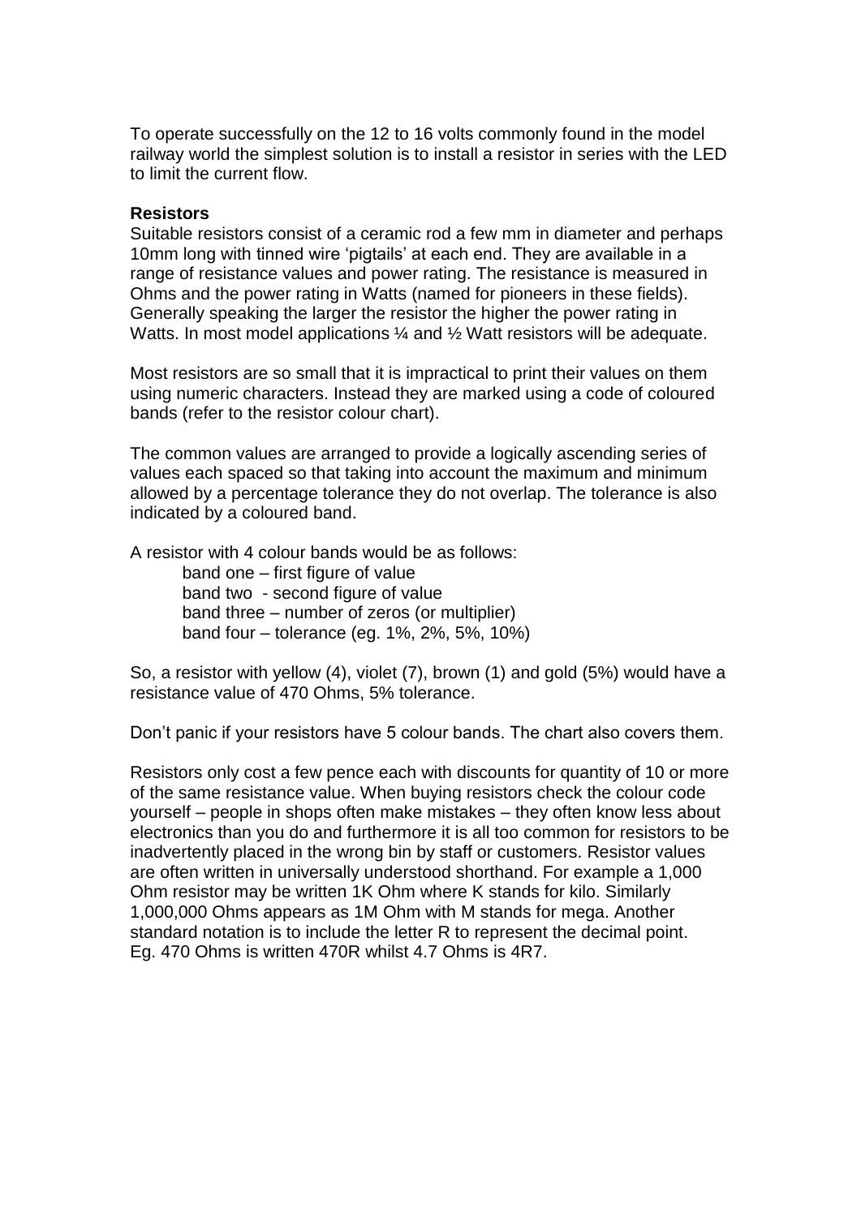To operate successfully on the 12 to 16 volts commonly found in the model railway world the simplest solution is to install a resistor in series with the LED to limit the current flow.

**Resistors**

Suitable resistors consist of a ceramic rod a few mm in diameter and perhaps 10mm long with tinned wire 'pigtails' at each end. They are available in a range of resistance values and power rating. The resistance is measured in Ohms and the power rating in Watts (named for pioneers in these fields). Generally speaking the larger the resistor the higher the power rating in Watts. In most model applications ¼ and ½ Watt resistors will be adequate.

Most resistors are so small that it is impractical to print their values on them using numeric characters. Instead they are marked using a code of coloured bands (refer to the resistor colour chart).

The common values are arranged to provide a logically ascending series of values each spaced so that taking into account the maximum and minimum allowed by a percentage tolerance they do not overlap. The tolerance is also indicated by a coloured band.

A resistor with 4 colour bands would be as follows:

> band one – first figure of value
> band two - second figure of value
> band three – number of zeros (or multiplier)
> band four – tolerance (eg. 1%, 2%, 5%, 10%)

So, a resistor with yellow (4), violet (7), brown (1) and gold (5%) would have a resistance value of 470 Ohms, 5% tolerance.

Don't panic if your resistors have 5 colour bands. The chart also covers them.

Resistors only cost a few pence each with discounts for quantity of 10 or more of the same resistance value. When buying resistors check the colour code yourself – people in shops often make mistakes – they often know less about electronics than you do and furthermore it is all too common for resistors to be inadvertently placed in the wrong bin by staff or customers. Resistor values are often written in universally understood shorthand. For example a 1,000 Ohm resistor may be written 1K Ohm where K stands for kilo. Similarly 1,000,000 Ohms appears as 1M Ohm with M stands for mega. Another standard notation is to include the letter R to represent the decimal point. Eg. 470 Ohms is written 470R whilst 4.7 Ohms is 4R7.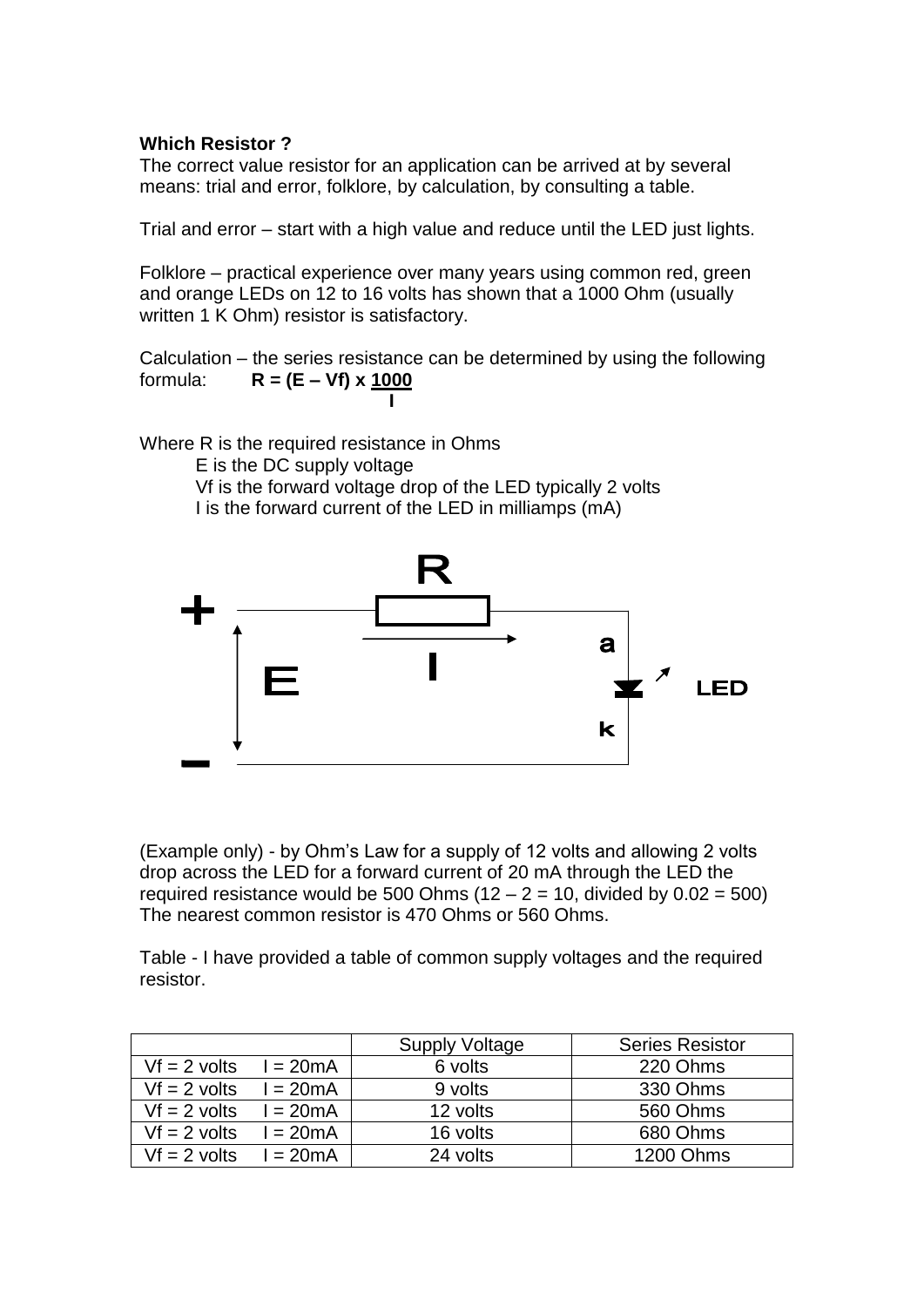**Which Resistor ?**

The correct value resistor for an application can be arrived at by several means: trial and error, folklore, by calculation, by consulting a table.

Trial and error – start with a high value and reduce until the LED just lights.

Folklore – practical experience over many years using common red, green and orange LEDs on 12 to 16 volts has shown that a 1000 Ohm (usually written 1 K Ohm) resistor is satisfactory.

Calculation – the series resistance can be determined by using the following formula: $\mathbf{R = (E - Vf) \times \frac{1000}{I}}$

Where R is the required resistance in Ohms

E is the DC supply voltage

Vf is the forward voltage drop of the LED typically 2 volts

I is the forward current of the LED in milliamps (mA)

(Example only) - by Ohm's Law for a supply of 12 volts and allowing 2 volts drop across the LED for a forward current of 20 mA through the LED the required resistance would be 500 Ohms (12 – 2 = 10, divided by 0.02 = 500) The nearest common resistor is 470 Ohms or 560 Ohms.

Table - I have provided a table of common supply voltages and the required resistor.

| | Supply Voltage | Series Resistor |
|---|---|---|
| Vf = 2 volts I = 20mA | 6 volts | 220 Ohms |
| Vf = 2 volts I = 20mA | 9 volts | 330 Ohms |
| Vf = 2 volts I = 20mA | 12 volts | 560 Ohms |
| Vf = 2 volts I = 20mA | 16 volts | 680 Ohms |
| Vf = 2 volts I = 20mA | 24 volts | 1200 Ohms |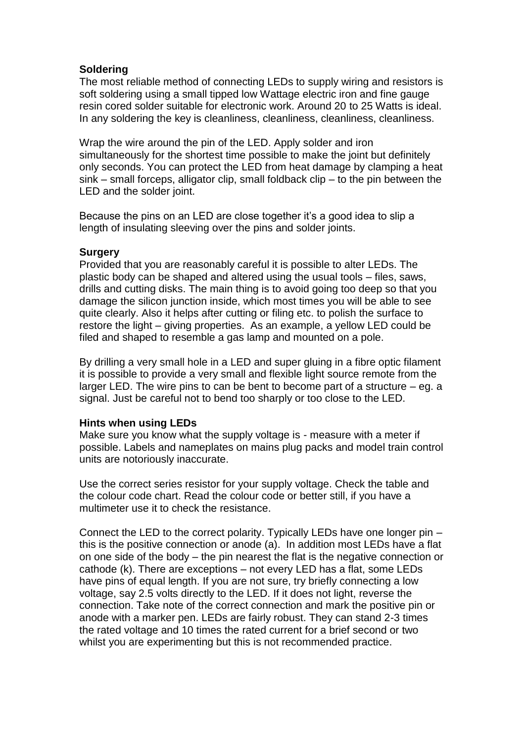### Soldering

The most reliable method of connecting LEDs to supply wiring and resistors is soft soldering using a small tipped low Wattage electric iron and fine gauge resin cored solder suitable for electronic work. Around 20 to 25 Watts is ideal. In any soldering the key is cleanliness, cleanliness, cleanliness, cleanliness.

Wrap the wire around the pin of the LED. Apply solder and iron simultaneously for the shortest time possible to make the joint but definitely only seconds. You can protect the LED from heat damage by clamping a heat sink – small forceps, alligator clip, small foldback clip – to the pin between the LED and the solder joint.

Because the pins on an LED are close together it's a good idea to slip a length of insulating sleeving over the pins and solder joints.

### Surgery

Provided that you are reasonably careful it is possible to alter LEDs. The plastic body can be shaped and altered using the usual tools – files, saws, drills and cutting disks. The main thing is to avoid going too deep so that you damage the silicon junction inside, which most times you will be able to see quite clearly. Also it helps after cutting or filing etc. to polish the surface to restore the light – giving properties. As an example, a yellow LED could be filed and shaped to resemble a gas lamp and mounted on a pole.

By drilling a very small hole in a LED and super gluing in a fibre optic filament it is possible to provide a very small and flexible light source remote from the larger LED. The wire pins to can be bent to become part of a structure – eg. a signal. Just be careful not to bend too sharply or too close to the LED.

### Hints when using LEDs

Make sure you know what the supply voltage is - measure with a meter if possible. Labels and nameplates on mains plug packs and model train control units are notoriously inaccurate.

Use the correct series resistor for your supply voltage. Check the table and the colour code chart. Read the colour code or better still, if you have a multimeter use it to check the resistance.

Connect the LED to the correct polarity. Typically LEDs have one longer pin – this is the positive connection or anode (a). In addition most LEDs have a flat on one side of the body – the pin nearest the flat is the negative connection or cathode (k). There are exceptions – not every LED has a flat, some LEDs have pins of equal length. If you are not sure, try briefly connecting a low voltage, say 2.5 volts directly to the LED. If it does not light, reverse the connection. Take note of the correct connection and mark the positive pin or anode with a marker pen. LEDs are fairly robust. They can stand 2-3 times the rated voltage and 10 times the rated current for a brief second or two whilst you are experimenting but this is not recommended practice.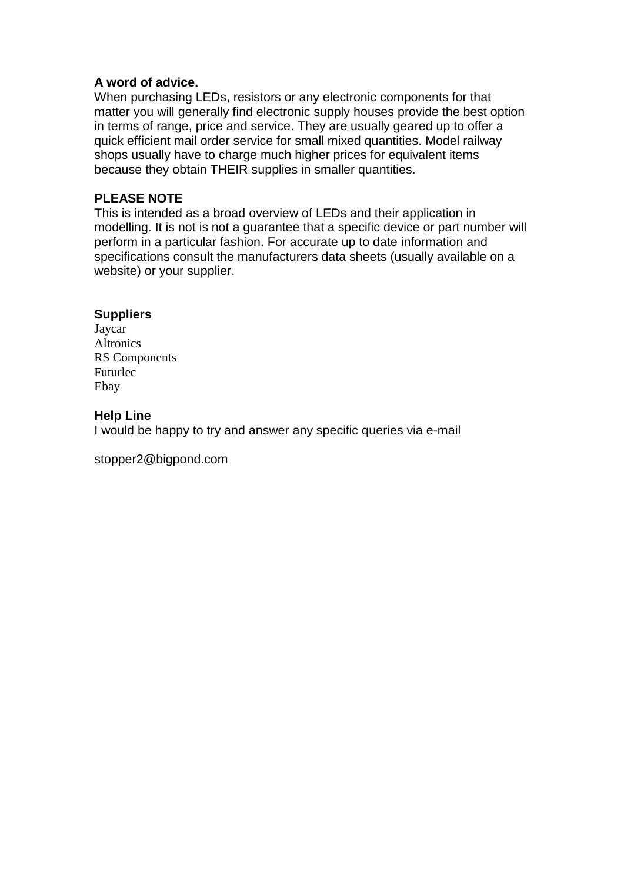**A word of advice.**
When purchasing LEDs, resistors or any electronic components for that matter you will generally find electronic supply houses provide the best option in terms of range, price and service. They are usually geared up to offer a quick efficient mail order service for small mixed quantities. Model railway shops usually have to charge much higher prices for equivalent items because they obtain THEIR supplies in smaller quantities.

**PLEASE NOTE**
This is intended as a broad overview of LEDs and their application in modelling. It is not is not a guarantee that a specific device or part number will perform in a particular fashion. For accurate up to date information and specifications consult the manufacturers data sheets (usually available on a website) or your supplier.

**Suppliers**
Jaycar
Altronics
RS Components
Futurlec
Ebay

**Help Line**
I would be happy to try and answer any specific queries via e-mail

stopper2@bigpond.com